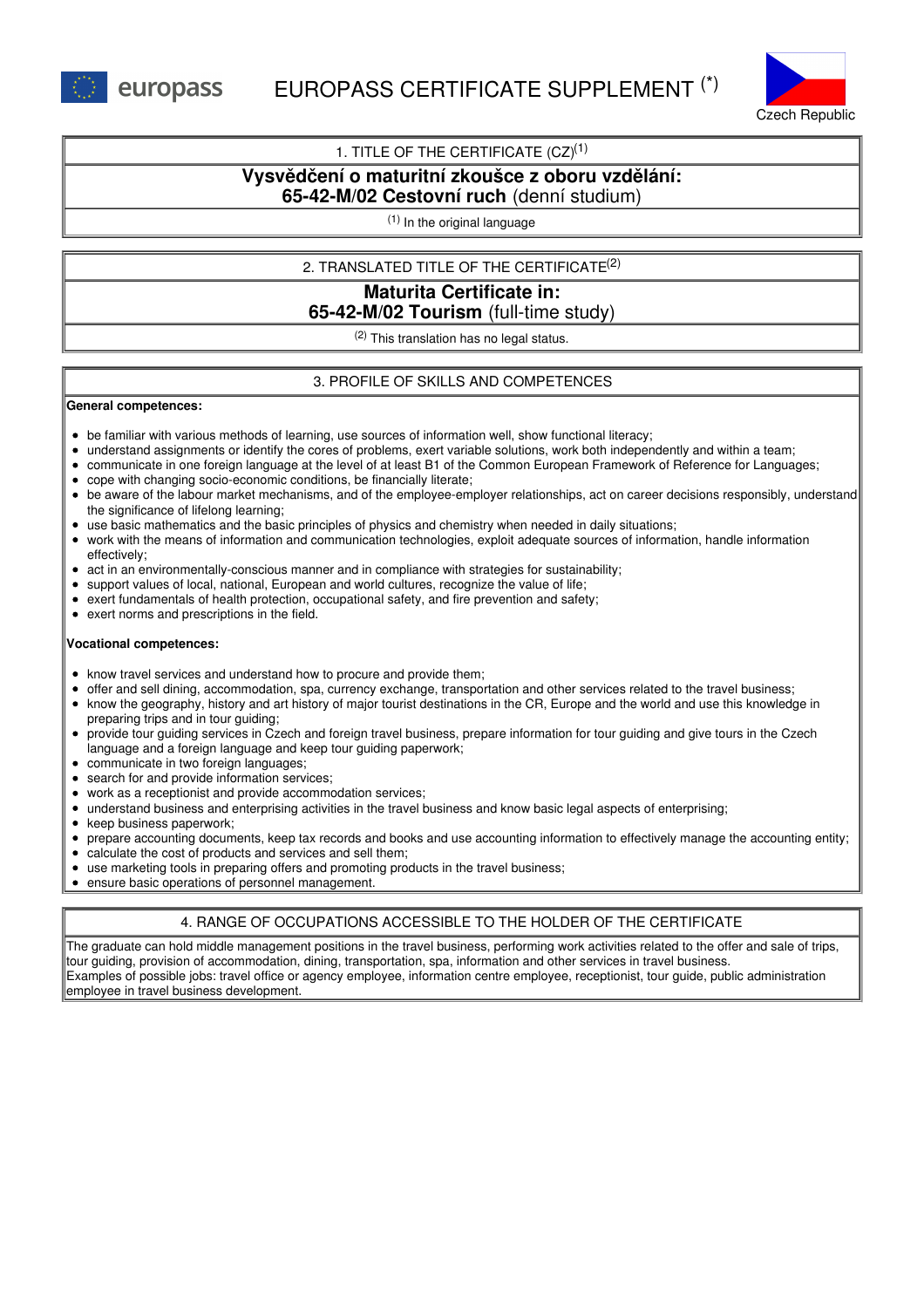europass

# EUROPASS CERTIFICATE SUPPLEMENT (*)

Czech Republic

## 1. TITLE OF THE CERTIFICATE (CZ)[1]

**Vysvědčení o maturitní zkoušce z oboru vzdělání:**
**65-42-M/02 Cestovní ruch** (denní studium)

[1] In the original language

## 2. TRANSLATED TITLE OF THE CERTIFICATE[2]

**Maturita Certificate in:**
**65-42-M/02 Tourism** (full-time study)

[2] This translation has no legal status.

## 3. PROFILE OF SKILLS AND COMPETENCES

**General competences:**

- be familiar with various methods of learning, use sources of information well, show functional literacy;
- understand assignments or identify the cores of problems, exert variable solutions, work both independently and within a team;
- communicate in one foreign language at the level of at least B1 of the Common European Framework of Reference for Languages;
- cope with changing socio-economic conditions, be financially literate;
- be aware of the labour market mechanisms, and of the employee-employer relationships, act on career decisions responsibly, understand the significance of lifelong learning;
- use basic mathematics and the basic principles of physics and chemistry when needed in daily situations;
- work with the means of information and communication technologies, exploit adequate sources of information, handle information effectively;
- act in an environmentally-conscious manner and in compliance with strategies for sustainability;
- support values of local, national, European and world cultures, recognize the value of life;
- exert fundamentals of health protection, occupational safety, and fire prevention and safety;
- exert norms and prescriptions in the field.

**Vocational competences:**

- know travel services and understand how to procure and provide them;
- offer and sell dining, accommodation, spa, currency exchange, transportation and other services related to the travel business;
- know the geography, history and art history of major tourist destinations in the CR, Europe and the world and use this knowledge in preparing trips and in tour guiding;
- provide tour guiding services in Czech and foreign travel business, prepare information for tour guiding and give tours in the Czech language and a foreign language and keep tour guiding paperwork;
- communicate in two foreign languages;
- search for and provide information services;
- work as a receptionist and provide accommodation services;
- understand business and enterprising activities in the travel business and know basic legal aspects of enterprising;
- keep business paperwork;
- prepare accounting documents, keep tax records and books and use accounting information to effectively manage the accounting entity;
- calculate the cost of products and services and sell them;
- use marketing tools in preparing offers and promoting products in the travel business;
- ensure basic operations of personnel management.

## 4. RANGE OF OCCUPATIONS ACCESSIBLE TO THE HOLDER OF THE CERTIFICATE

The graduate can hold middle management positions in the travel business, performing work activities related to the offer and sale of trips, tour guiding, provision of accommodation, dining, transportation, spa, information and other services in travel business.
Examples of possible jobs: travel office or agency employee, information centre employee, receptionist, tour guide, public administration employee in travel business development.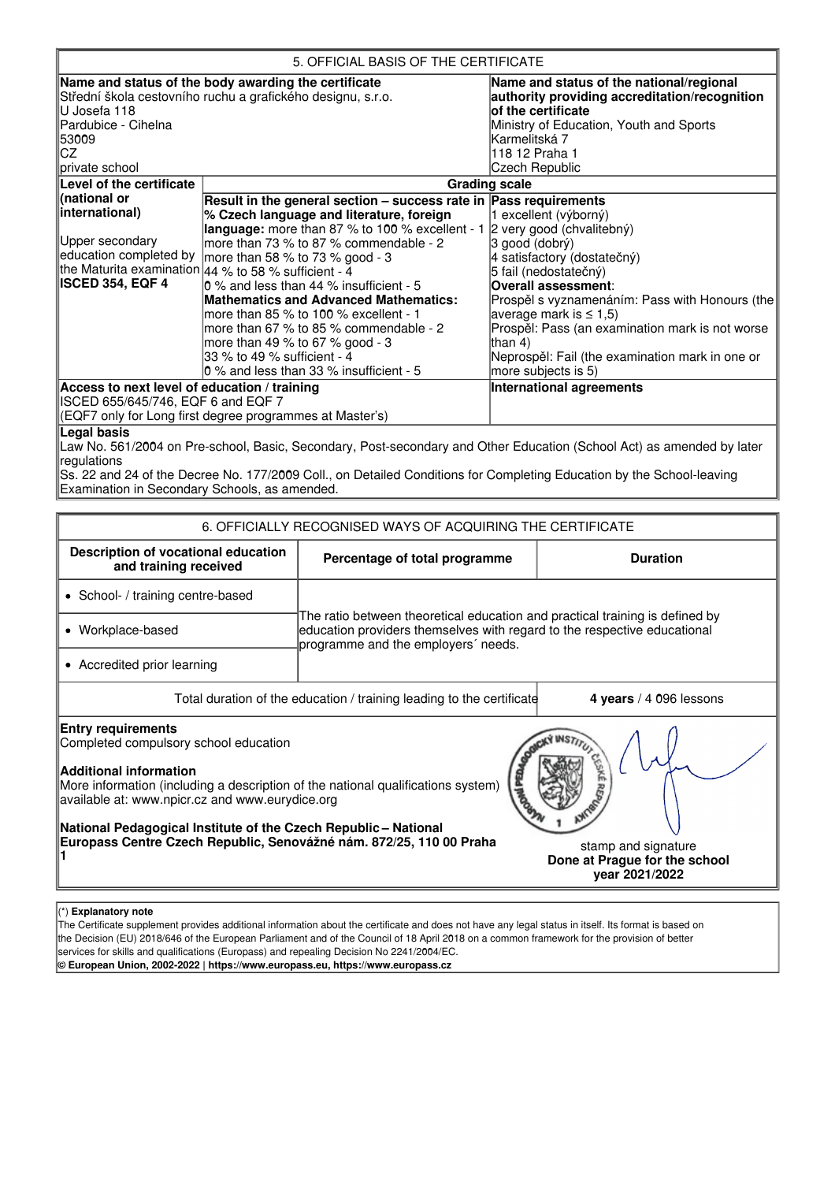## 5. OFFICIAL BASIS OF THE CERTIFICATE

| Name and status of the body awarding the certificate | Name and status of the national/regional authority providing accreditation/recognition of the certificate |
|---|---|
| Střední škola cestovního ruchu a grafického designu, s.r.o.<br>U Josefa 118<br>Pardubice - Cihelna<br>53009<br>CZ<br>private school | Ministry of Education, Youth and Sports<br>Karmelitská 7<br>118 12 Praha 1<br>Czech Republic |

| Level of the certificate (national or international) | Grading scale | |
|---|---|---|
| Upper secondary education completed by the Maturita examination<br>**ISCED 354, EQF 4** | **Result in the general section – success rate in % Czech language and literature, foreign language:** more than 87 % to 100 % excellent - 1<br>more than 73 % to 87 % commendable - 2<br>more than 58 % to 73 % good - 3<br>44 % to 58 % sufficient - 4<br>0 % and less than 44 % insufficient - 5<br>**Mathematics and Advanced Mathematics:**<br>more than 85 % to 100 % excellent - 1<br>more than 67 % to 85 % commendable - 2<br>more than 49 % to 67 % good - 3<br>33 % to 49 % sufficient - 4<br>0 % and less than 33 % insufficient - 5 | **Pass requirements**<br>1 excellent (výborný)<br>2 very good (chvalitebný)<br>3 good (dobrý)<br>4 satisfactory (dostatečný)<br>5 fail (nedostatečný)<br>**Overall assessment**:<br>Prospěl s vyznamenáním: Pass with Honours (the average mark is ≤ 1,5)<br>Prospěl: Pass (an examination mark is not worse than 4)<br>Neprospěl: Fail (the examination mark in one or more subjects is 5) |

| Access to next level of education / training | International agreements |
|---|---|
| ISCED 655/645/746, EQF 6 and EQF 7<br>(EQF7 only for Long first degree programmes at Master's) | |

**Legal basis**

Law No. 561/2004 on Pre-school, Basic, Secondary, Post-secondary and Other Education (School Act) as amended by later regulations

Ss. 22 and 24 of the Decree No. 177/2009 Coll., on Detailed Conditions for Completing Education by the School-leaving Examination in Secondary Schools, as amended.

## 6. OFFICIALLY RECOGNISED WAYS OF ACQUIRING THE CERTIFICATE

| Description of vocational education and training received | Percentage of total programme | Duration |
|---|---|---|
| • School- / training centre-based | The ratio between theoretical education and practical training is defined by education providers themselves with regard to the respective educational programme and the employers´ needs. | |
| • Workplace-based | | |
| • Accredited prior learning | | |
| Total duration of the education / training leading to the certificate | | **4 years** / 4 096 lessons |

**Entry requirements**

Completed compulsory school education

**Additional information**

More information (including a description of the national qualifications system) available at: www.npicr.cz and www.eurydice.org

**National Pedagogical Institute of the Czech Republic – National Europass Centre Czech Republic, Senovážné nám. 872/25, 110 00 Praha 1**

stamp and signature

**Done at Prague for the school year 2021/2022**

(*) **Explanatory note**

The Certificate supplement provides additional information about the certificate and does not have any legal status in itself. Its format is based on the Decision (EU) 2018/646 of the European Parliament and of the Council of 18 April 2018 on a common framework for the provision of better services for skills and qualifications (Europass) and repealing Decision No 2241/2004/EC.

**© European Union, 2002-2022 | https://www.europass.eu, https://www.europass.cz**